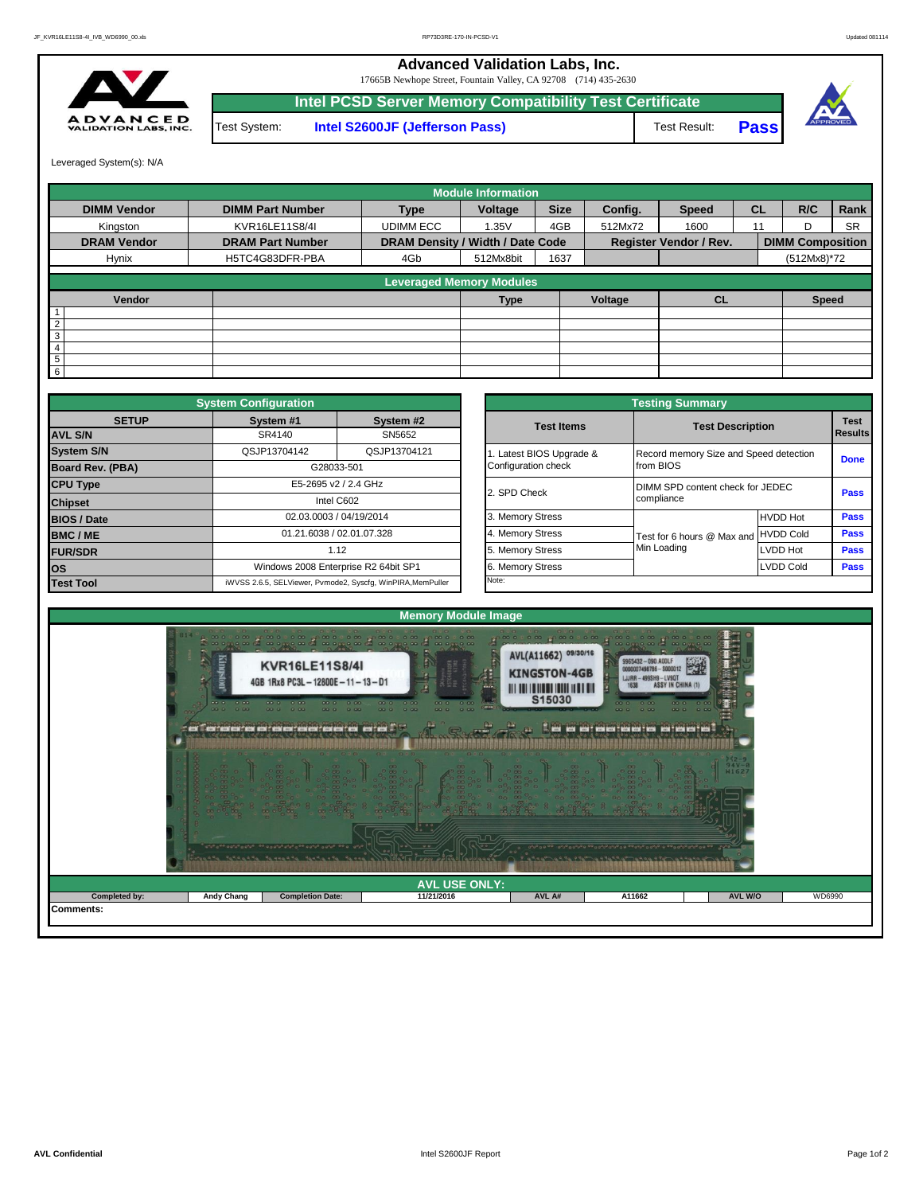# Advanced Validation Labs, Inc.

17665B Newhope Street, Fountain Valley, CA 92708 (714) 435-2630

## Intel PCSD Server Memory Compatibility Test Certificate

Test System: **Intel S2600JF (Jefferson Pass)** Test Result: **Pass**

Leveraged System(s): N/A

| Module Information | | | | | | | | | | |
|---|---|---|---|---|---|---|---|---|---|---|
| **DIMM Vendor** | **DIMM Part Number** | **Type** | **Voltage** | **Size** | **Config.** | **Speed** | **CL** | **R/C** | **Rank** |
| Kingston | KVR16LE11S8/4I | UDIMM ECC | 1.35V | 4GB | 512Mx72 | 1600 | 11 | D | SR |
| **DRAM Vendor** | **DRAM Part Number** | **DRAM Density / Width / Date Code** | | | **Register Vendor / Rev.** | | | **DIMM Composition** | |
| Hynix | H5TC4G83DFR-PBA | 4Gb | 512Mx8bit | 1637 | | | | (512Mx8)*72 | |

| Leveraged Memory Modules | | | | | |
|---|---|---|---|---|---|
| | **Vendor** | **Type** | **Voltage** | **CL** | **Speed** |
| 1 | | | | | |
| 2 | | | | | |
| 3 | | | | | |
| 4 | | | | | |
| 5 | | | | | |
| 6 | | | | | |

| System Configuration | | |
|---|---|---|
| **SETUP** | **System #1** | **System #2** |
| **AVL S/N** | SR4140 | SN5652 |
| **System S/N** | QSJP13704142 | QSJP13704121 |
| **Board Rev. (PBA)** | G28033-501 | |
| **CPU Type** | E5-2695 v2 / 2.4 GHz | |
| **Chipset** | Intel C602 | |
| **BIOS / Date** | 02.03.0003 / 04/19/2014 | |
| **BMC / ME** | 01.21.6038 / 02.01.07.328 | |
| **FUR/SDR** | 1.12 | |
| **OS** | Windows 2008 Enterprise R2 64bit SP1 | |
| **Test Tool** | iWVSS 2.6.5, SELViewer, Pvmode2, Syscfg, WinPIRA,MemPuller | |

| Testing Summary | | | |
|---|---|---|---|
| **Test Items** | **Test Description** | | **Test Results** |
| 1. Latest BIOS Upgrade & Configuration check | Record memory Size and Speed detection from BIOS | | **Done** |
| 2. SPD Check | DIMM SPD content check for JEDEC compliance | | **Pass** |
| 3. Memory Stress | Test for 6 hours @ Max and Min Loading | HVDD Hot | **Pass** |
| 4. Memory Stress | | HVDD Cold | **Pass** |
| 5. Memory Stress | | LVDD Hot | **Pass** |
| 6. Memory Stress | | LVDD Cold | **Pass** |
| Note: | | | |

## Memory Module Image

## AVL USE ONLY:

| Completed by: | Andy Chang | Completion Date: | 11/21/2016 | AVL A# | A11662 | AVL W/O | WD6990 |
|---|---|---|---|---|---|---|---|

**Comments:**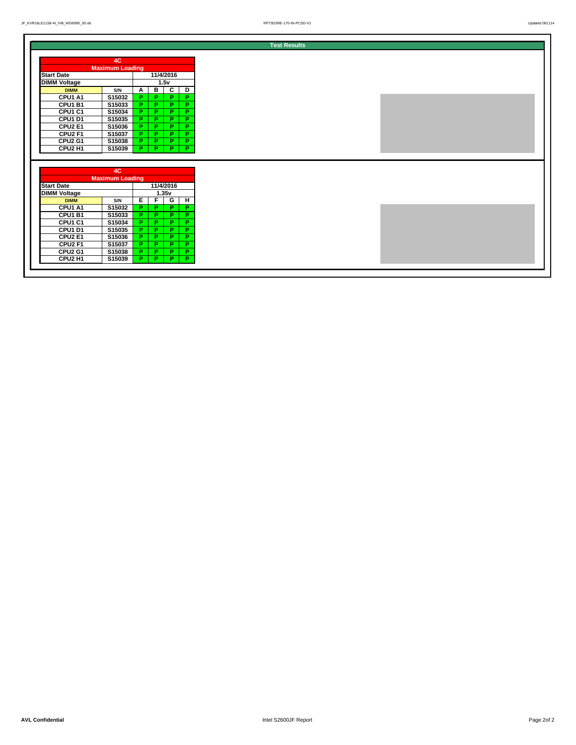## Test Results

| 4C Maximum Loading | | | | | |
|---|---|---|---|---|---|
| Start Date | | 11/4/2016 | | | |
| DIMM Voltage | | 1.5v | | | |
| DIMM | S/N | A | B | C | D |
| CPU1 A1 | S15032 | P | P | P | P |
| CPU1 B1 | S15033 | P | P | P | P |
| CPU1 C1 | S15034 | P | P | P | P |
| CPU1 D1 | S15035 | P | P | P | P |
| CPU2 E1 | S15036 | P | P | P | P |
| CPU2 F1 | S15037 | P | P | P | P |
| CPU2 G1 | S15038 | P | P | P | P |
| CPU2 H1 | S15039 | P | P | P | P |

| 4C Maximum Loading | | | | | |
|---|---|---|---|---|---|
| Start Date | | 11/4/2016 | | | |
| DIMM Voltage | | 1.35v | | | |
| DIMM | S/N | E | F | G | H |
| CPU1 A1 | S15032 | P | P | P | P |
| CPU1 B1 | S15033 | P | P | P | P |
| CPU1 C1 | S15034 | P | P | P | P |
| CPU1 D1 | S15035 | P | P | P | P |
| CPU2 E1 | S15036 | P | P | P | P |
| CPU2 F1 | S15037 | P | P | P | P |
| CPU2 G1 | S15038 | P | P | P | P |
| CPU2 H1 | S15039 | P | P | P | P |